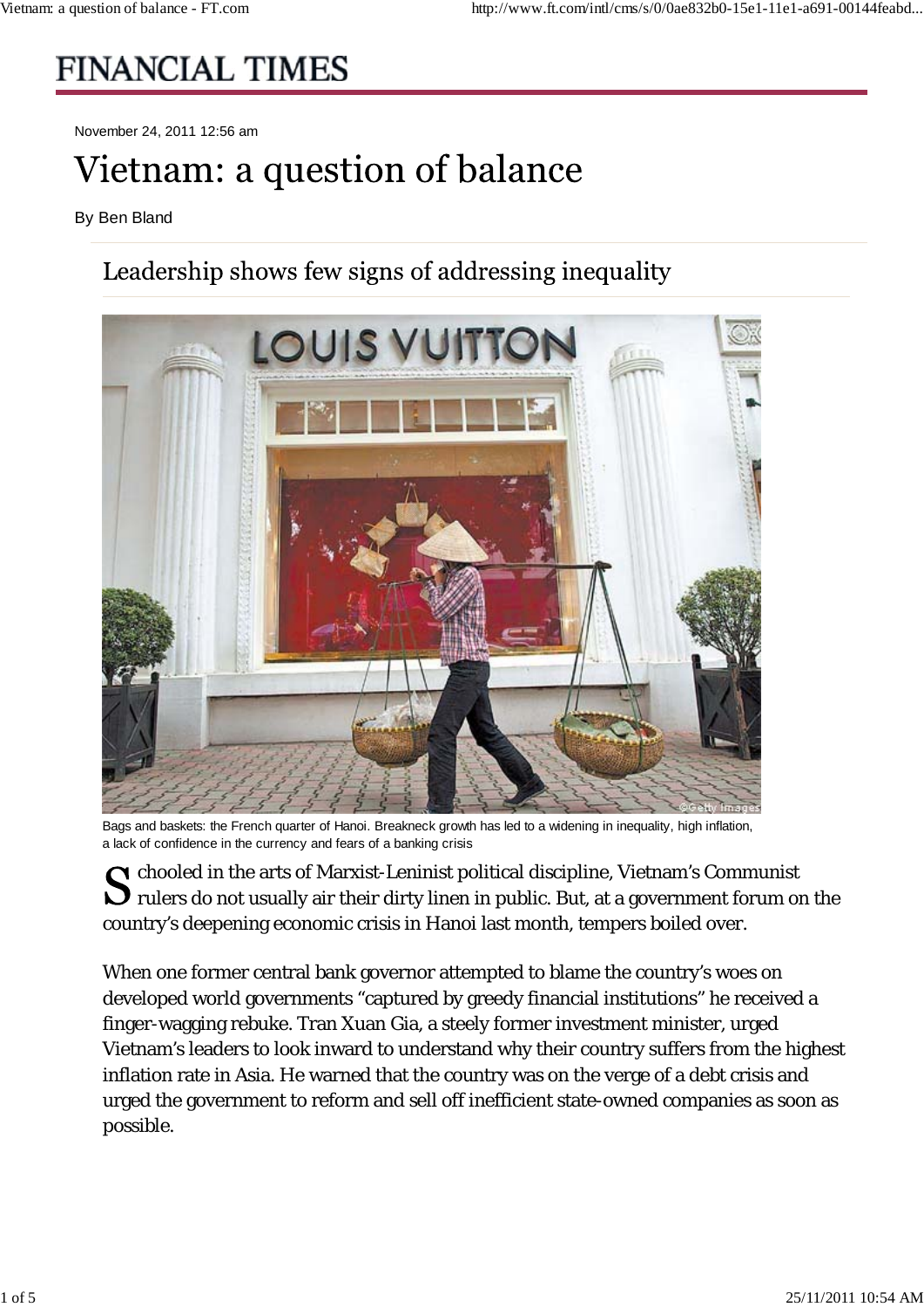# FINANCIAL TIMES

November 24, 2011 12:56 am

# Vietnam: a question of balance

By Ben Bland

## Leadership shows few signs of addressing inequality

Bags and baskets: the French quarter of Hanoi. Breakneck growth has led to a widening in inequality, high inflation, a lack of confidence in the currency and fears of a banking crisis

Schooled in the arts of Marxist-Leninist political discipline, Vietnam's Communist rulers do not usually air their dirty linen in public. But, at a government forum on the country's deepening economic crisis in Hanoi last month, tempers boiled over.

When one former central bank governor attempted to blame the country's woes on developed world governments "captured by greedy financial institutions" he received a finger-wagging rebuke. Tran Xuan Gia, a steely former investment minister, urged Vietnam's leaders to look inward to understand why their country suffers from the highest inflation rate in Asia. He warned that the country was on the verge of a debt crisis and urged the government to reform and sell off inefficient state-owned companies as soon as possible.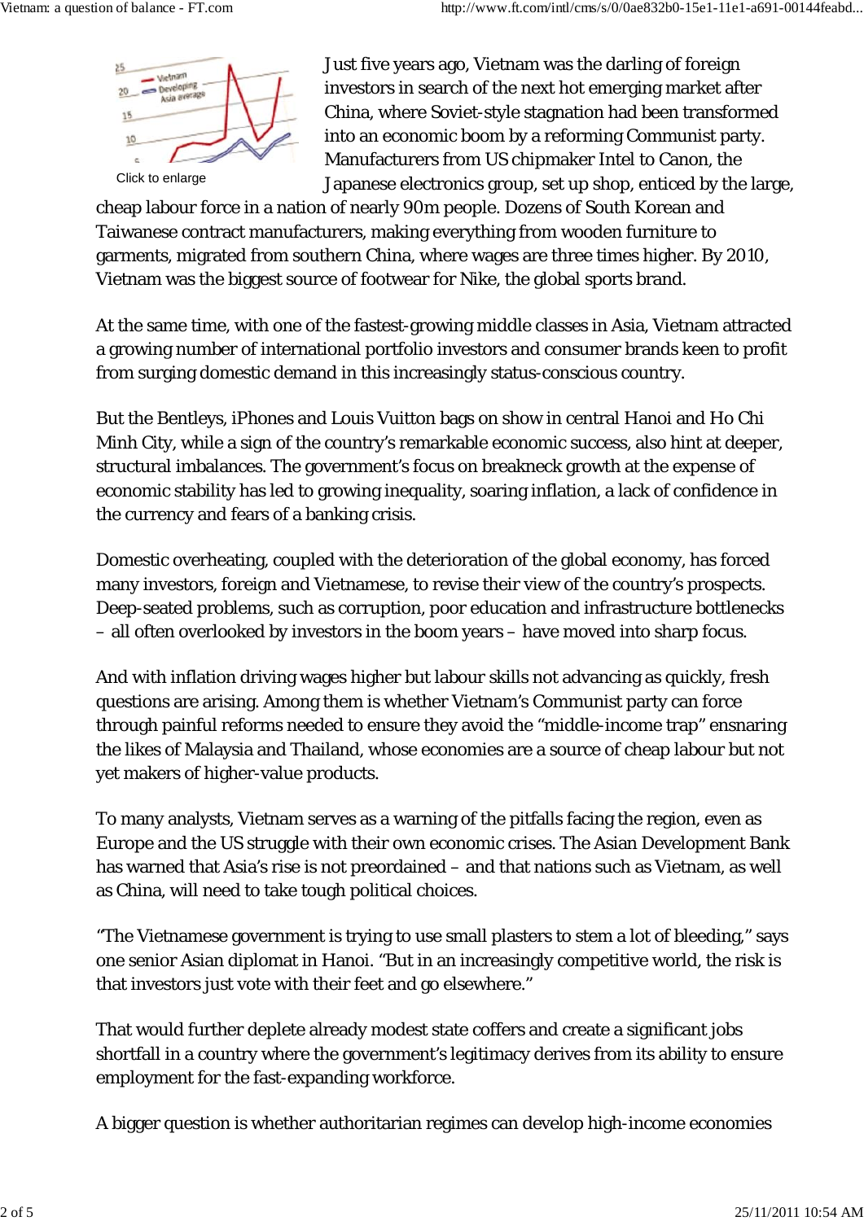Click to enlarge

Just five years ago, Vietnam was the darling of foreign investors in search of the next hot emerging market after China, where Soviet-style stagnation had been transformed into an economic boom by a reforming Communist party. Manufacturers from US chipmaker Intel to Canon, the Japanese electronics group, set up shop, enticed by the large, cheap labour force in a nation of nearly 90m people. Dozens of South Korean and Taiwanese contract manufacturers, making everything from wooden furniture to garments, migrated from southern China, where wages are three times higher. By 2010, Vietnam was the biggest source of footwear for Nike, the global sports brand.

At the same time, with one of the fastest-growing middle classes in Asia, Vietnam attracted a growing number of international portfolio investors and consumer brands keen to profit from surging domestic demand in this increasingly status-conscious country.

But the Bentleys, iPhones and Louis Vuitton bags on show in central Hanoi and Ho Chi Minh City, while a sign of the country's remarkable economic success, also hint at deeper, structural imbalances. The government's focus on breakneck growth at the expense of economic stability has led to growing inequality, soaring inflation, a lack of confidence in the currency and fears of a banking crisis.

Domestic overheating, coupled with the deterioration of the global economy, has forced many investors, foreign and Vietnamese, to revise their view of the country's prospects. Deep-seated problems, such as corruption, poor education and infrastructure bottlenecks – all often overlooked by investors in the boom years – have moved into sharp focus.

And with inflation driving wages higher but labour skills not advancing as quickly, fresh questions are arising. Among them is whether Vietnam's Communist party can force through painful reforms needed to ensure they avoid the "middle-income trap" ensnaring the likes of Malaysia and Thailand, whose economies are a source of cheap labour but not yet makers of higher-value products.

To many analysts, Vietnam serves as a warning of the pitfalls facing the region, even as Europe and the US struggle with their own economic crises. The Asian Development Bank has warned that Asia's rise is not preordained – and that nations such as Vietnam, as well as China, will need to take tough political choices.

"The Vietnamese government is trying to use small plasters to stem a lot of bleeding," says one senior Asian diplomat in Hanoi. "But in an increasingly competitive world, the risk is that investors just vote with their feet and go elsewhere."

That would further deplete already modest state coffers and create a significant jobs shortfall in a country where the government's legitimacy derives from its ability to ensure employment for the fast-expanding workforce.

A bigger question is whether authoritarian regimes can develop high-income economies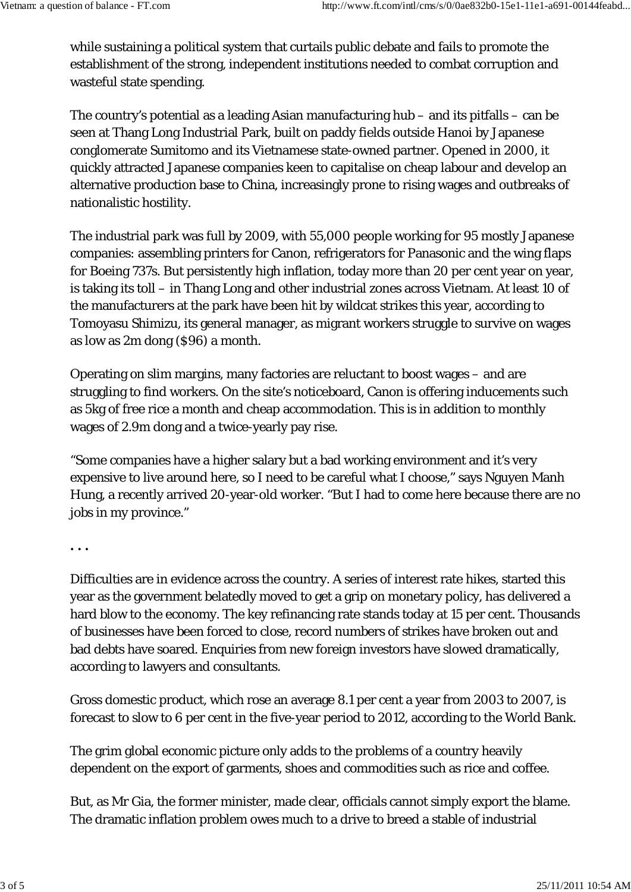while sustaining a political system that curtails public debate and fails to promote the establishment of the strong, independent institutions needed to combat corruption and wasteful state spending.

The country's potential as a leading Asian manufacturing hub – and its pitfalls – can be seen at Thang Long Industrial Park, built on paddy fields outside Hanoi by Japanese conglomerate Sumitomo and its Vietnamese state-owned partner. Opened in 2000, it quickly attracted Japanese companies keen to capitalise on cheap labour and develop an alternative production base to China, increasingly prone to rising wages and outbreaks of nationalistic hostility.

The industrial park was full by 2009, with 55,000 people working for 95 mostly Japanese companies: assembling printers for Canon, refrigerators for Panasonic and the wing flaps for Boeing 737s. But persistently high inflation, today more than 20 per cent year on year, is taking its toll – in Thang Long and other industrial zones across Vietnam. At least 10 of the manufacturers at the park have been hit by wildcat strikes this year, according to Tomoyasu Shimizu, its general manager, as migrant workers struggle to survive on wages as low as 2m dong ($96) a month.

Operating on slim margins, many factories are reluctant to boost wages – and are struggling to find workers. On the site's noticeboard, Canon is offering inducements such as 5kg of free rice a month and cheap accommodation. This is in addition to monthly wages of 2.9m dong and a twice-yearly pay rise.

"Some companies have a higher salary but a bad working environment and it's very expensive to live around here, so I need to be careful what I choose," says Nguyen Manh Hung, a recently arrived 20-year-old worker. "But I had to come here because there are no jobs in my province."

• • •

Difficulties are in evidence across the country. A series of interest rate hikes, started this year as the government belatedly moved to get a grip on monetary policy, has delivered a hard blow to the economy. The key refinancing rate stands today at 15 per cent. Thousands of businesses have been forced to close, record numbers of strikes have broken out and bad debts have soared. Enquiries from new foreign investors have slowed dramatically, according to lawyers and consultants.

Gross domestic product, which rose an average 8.1 per cent a year from 2003 to 2007, is forecast to slow to 6 per cent in the five-year period to 2012, according to the World Bank.

The grim global economic picture only adds to the problems of a country heavily dependent on the export of garments, shoes and commodities such as rice and coffee.

But, as Mr Gia, the former minister, made clear, officials cannot simply export the blame. The dramatic inflation problem owes much to a drive to breed a stable of industrial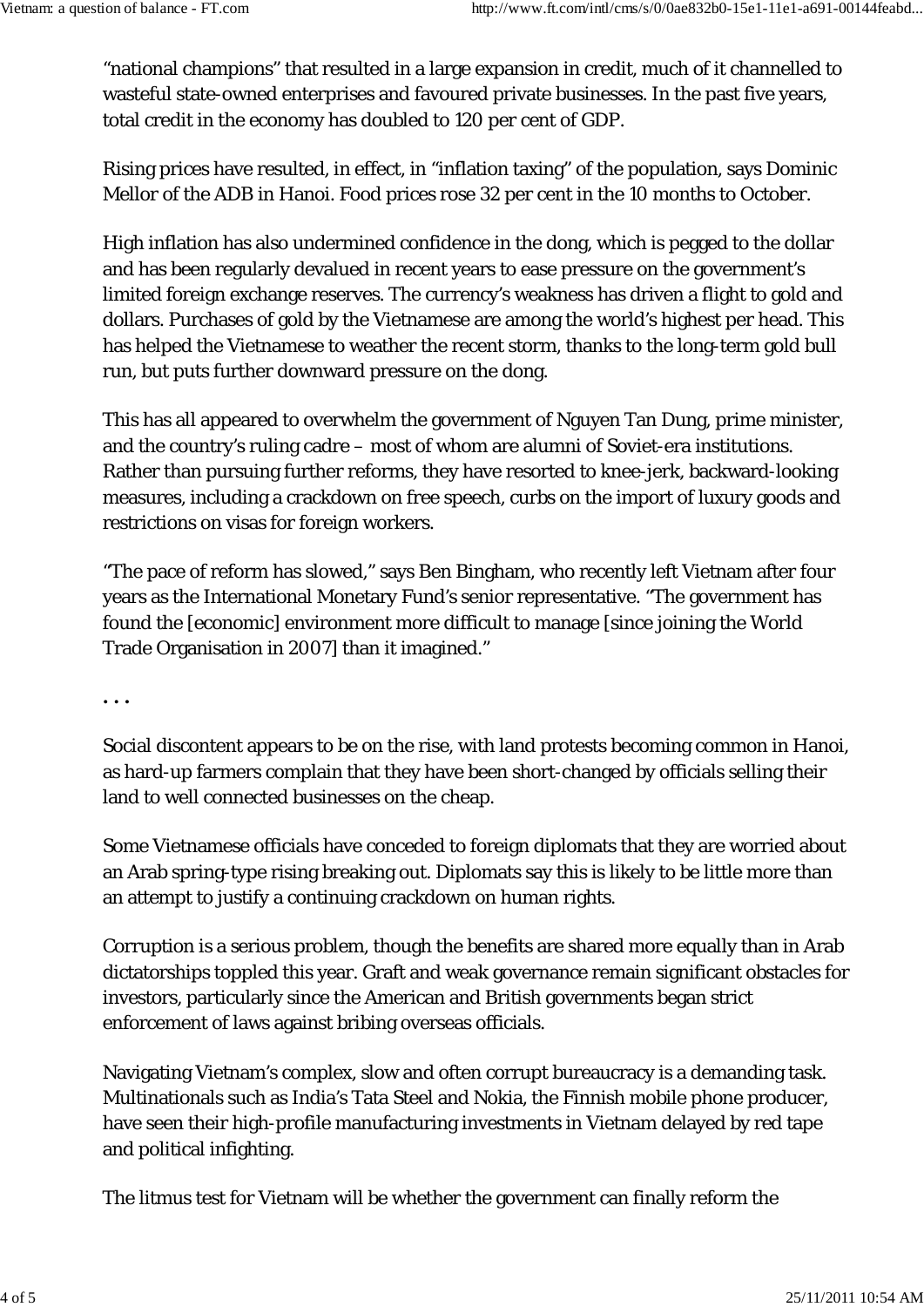“national champions” that resulted in a large expansion in credit, much of it channelled to wasteful state-owned enterprises and favoured private businesses. In the past five years, total credit in the economy has doubled to 120 per cent of GDP.

Rising prices have resulted, in effect, in “inflation taxing” of the population, says Dominic Mellor of the ADB in Hanoi. Food prices rose 32 per cent in the 10 months to October.

High inflation has also undermined confidence in the dong, which is pegged to the dollar and has been regularly devalued in recent years to ease pressure on the government’s limited foreign exchange reserves. The currency’s weakness has driven a flight to gold and dollars. Purchases of gold by the Vietnamese are among the world’s highest per head. This has helped the Vietnamese to weather the recent storm, thanks to the long-term gold bull run, but puts further downward pressure on the dong.

This has all appeared to overwhelm the government of Nguyen Tan Dung, prime minister, and the country’s ruling cadre – most of whom are alumni of Soviet-era institutions. Rather than pursuing further reforms, they have resorted to knee-jerk, backward-looking measures, including a crackdown on free speech, curbs on the import of luxury goods and restrictions on visas for foreign workers.

“The pace of reform has slowed,” says Ben Bingham, who recently left Vietnam after four years as the International Monetary Fund’s senior representative. “The government has found the [economic] environment more difficult to manage [since joining the World Trade Organisation in 2007] than it imagined.”

**. . .**

Social discontent appears to be on the rise, with land protests becoming common in Hanoi, as hard-up farmers complain that they have been short-changed by officials selling their land to well connected businesses on the cheap.

Some Vietnamese officials have conceded to foreign diplomats that they are worried about an Arab spring-type rising breaking out. Diplomats say this is likely to be little more than an attempt to justify a continuing crackdown on human rights.

Corruption is a serious problem, though the benefits are shared more equally than in Arab dictatorships toppled this year. Graft and weak governance remain significant obstacles for investors, particularly since the American and British governments began strict enforcement of laws against bribing overseas officials.

Navigating Vietnam’s complex, slow and often corrupt bureaucracy is a demanding task. Multinationals such as India’s Tata Steel and Nokia, the Finnish mobile phone producer, have seen their high-profile manufacturing investments in Vietnam delayed by red tape and political infighting.

The litmus test for Vietnam will be whether the government can finally reform the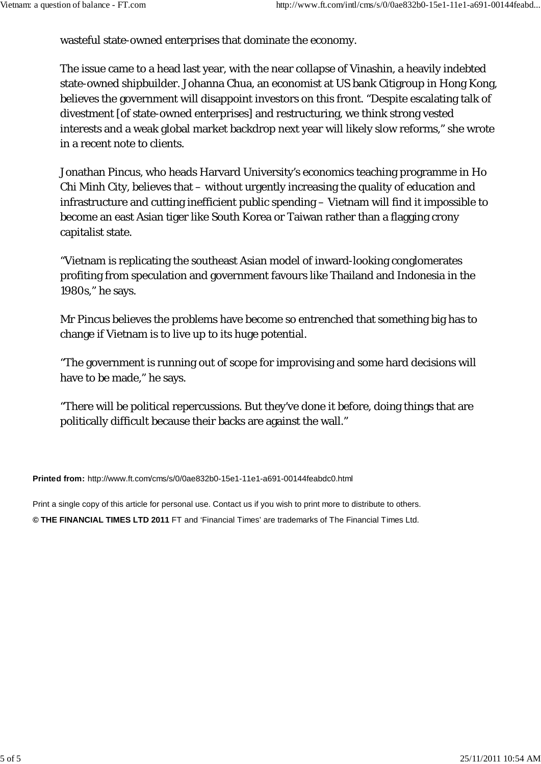wasteful state-owned enterprises that dominate the economy.

The issue came to a head last year, with the near collapse of Vinashin, a heavily indebted state-owned shipbuilder. Johanna Chua, an economist at US bank Citigroup in Hong Kong, believes the government will disappoint investors on this front. "Despite escalating talk of divestment [of state-owned enterprises] and restructuring, we think strong vested interests and a weak global market backdrop next year will likely slow reforms," she wrote in a recent note to clients.

Jonathan Pincus, who heads Harvard University's economics teaching programme in Ho Chi Minh City, believes that – without urgently increasing the quality of education and infrastructure and cutting inefficient public spending – Vietnam will find it impossible to become an east Asian tiger like South Korea or Taiwan rather than a flagging crony capitalist state.

"Vietnam is replicating the southeast Asian model of inward-looking conglomerates profiting from speculation and government favours like Thailand and Indonesia in the 1980s," he says.

Mr Pincus believes the problems have become so entrenched that something big has to change if Vietnam is to live up to its huge potential.

"The government is running out of scope for improvising and some hard decisions will have to be made," he says.

"There will be political repercussions. But they've done it before, doing things that are politically difficult because their backs are against the wall."

**Printed from:** http://www.ft.com/cms/s/0/0ae832b0-15e1-11e1-a691-00144feabdc0.html

Print a single copy of this article for personal use. Contact us if you wish to print more to distribute to others.

**© THE FINANCIAL TIMES LTD 2011** FT and 'Financial Times' are trademarks of The Financial Times Ltd.